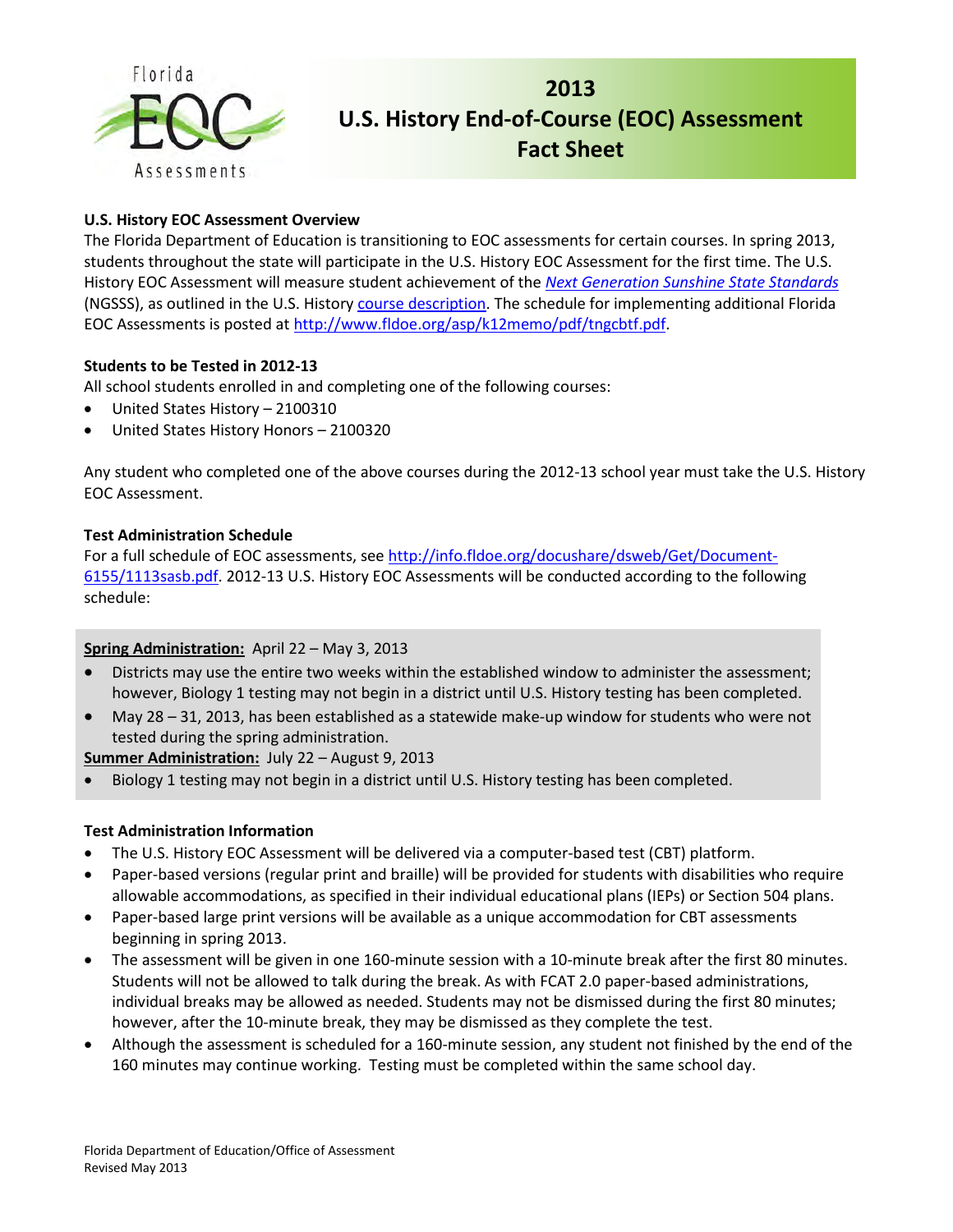# 2013 U.S. History End-of-Course (EOC) Assessment Fact Sheet

## U.S. History EOC Assessment Overview

The Florida Department of Education is transitioning to EOC assessments for certain courses. In spring 2013, students throughout the state will participate in the U.S. History EOC Assessment for the first time. The U.S. History EOC Assessment will measure student achievement of the *Next Generation Sunshine State Standards* (NGSSS), as outlined in the U.S. History course description. The schedule for implementing additional Florida EOC Assessments is posted at http://www.fldoe.org/asp/k12memo/pdf/tngcbtf.pdf.

## Students to be Tested in 2012-13

All school students enrolled in and completing one of the following courses:

- United States History – 2100310
- United States History Honors – 2100320

Any student who completed one of the above courses during the 2012-13 school year must take the U.S. History EOC Assessment.

## Test Administration Schedule

For a full schedule of EOC assessments, see http://info.fldoe.org/docushare/dsweb/Get/Document-6155/1113sasb.pdf. 2012-13 U.S. History EOC Assessments will be conducted according to the following schedule:

**Spring Administration:** April 22 – May 3, 2013

- Districts may use the entire two weeks within the established window to administer the assessment; however, Biology 1 testing may not begin in a district until U.S. History testing has been completed.
- May 28 – 31, 2013, has been established as a statewide make-up window for students who were not tested during the spring administration.

**Summer Administration:** July 22 – August 9, 2013

- Biology 1 testing may not begin in a district until U.S. History testing has been completed.

## Test Administration Information

- The U.S. History EOC Assessment will be delivered via a computer-based test (CBT) platform.
- Paper-based versions (regular print and braille) will be provided for students with disabilities who require allowable accommodations, as specified in their individual educational plans (IEPs) or Section 504 plans.
- Paper-based large print versions will be available as a unique accommodation for CBT assessments beginning in spring 2013.
- The assessment will be given in one 160-minute session with a 10-minute break after the first 80 minutes. Students will not be allowed to talk during the break. As with FCAT 2.0 paper-based administrations, individual breaks may be allowed as needed. Students may not be dismissed during the first 80 minutes; however, after the 10-minute break, they may be dismissed as they complete the test.
- Although the assessment is scheduled for a 160-minute session, any student not finished by the end of the 160 minutes may continue working. Testing must be completed within the same school day.

Florida Department of Education/Office of Assessment
Revised May 2013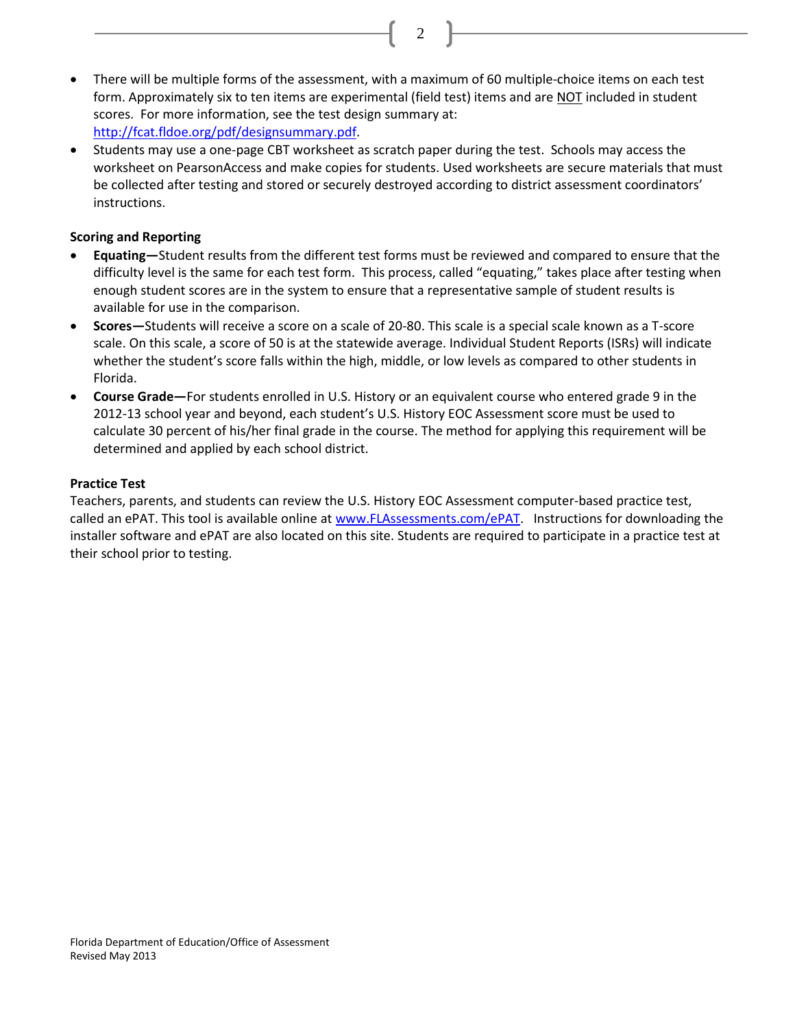- There will be multiple forms of the assessment, with a maximum of 60 multiple-choice items on each test form. Approximately six to ten items are experimental (field test) items and are NOT included in student scores. For more information, see the test design summary at: http://fcat.fldoe.org/pdf/designsummary.pdf.
- Students may use a one-page CBT worksheet as scratch paper during the test. Schools may access the worksheet on PearsonAccess and make copies for students. Used worksheets are secure materials that must be collected after testing and stored or securely destroyed according to district assessment coordinators' instructions.

**Scoring and Reporting**

- **Equating—**Student results from the different test forms must be reviewed and compared to ensure that the difficulty level is the same for each test form. This process, called "equating," takes place after testing when enough student scores are in the system to ensure that a representative sample of student results is available for use in the comparison.
- **Scores—**Students will receive a score on a scale of 20-80. This scale is a special scale known as a T-score scale. On this scale, a score of 50 is at the statewide average. Individual Student Reports (ISRs) will indicate whether the student's score falls within the high, middle, or low levels as compared to other students in Florida.
- **Course Grade—**For students enrolled in U.S. History or an equivalent course who entered grade 9 in the 2012-13 school year and beyond, each student's U.S. History EOC Assessment score must be used to calculate 30 percent of his/her final grade in the course. The method for applying this requirement will be determined and applied by each school district.

**Practice Test**

Teachers, parents, and students can review the U.S. History EOC Assessment computer-based practice test, called an ePAT. This tool is available online at www.FLAssessments.com/ePAT. Instructions for downloading the installer software and ePAT are also located on this site. Students are required to participate in a practice test at their school prior to testing.

Florida Department of Education/Office of Assessment
Revised May 2013